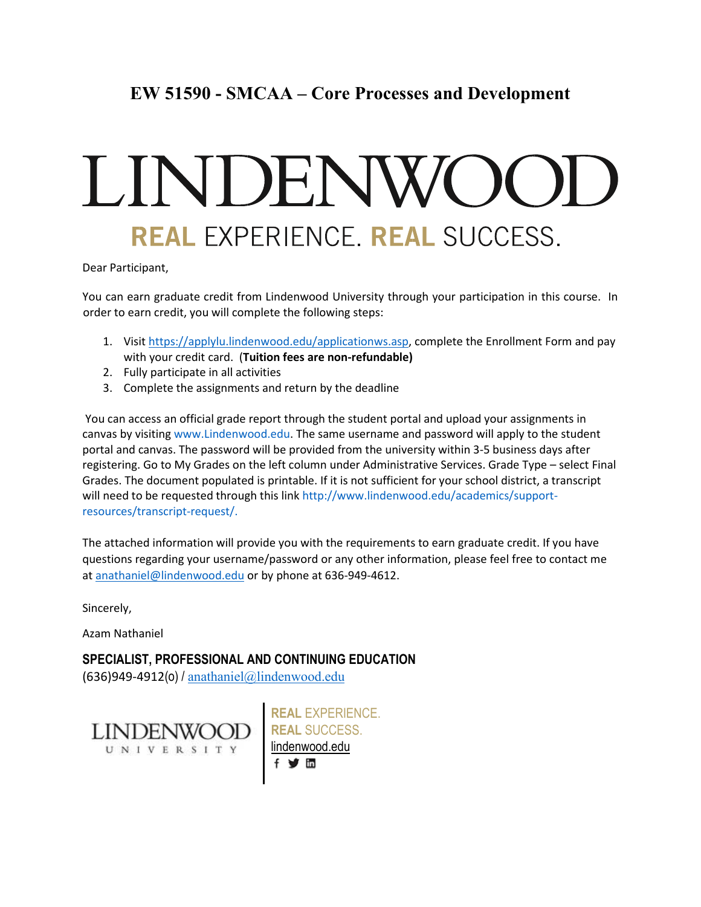# EW 51590 - SMCAA – Core Processes and Development

LINDENWOOD

**REAL** EXPERIENCE. **REAL** SUCCESS.

Dear Participant,

You can earn graduate credit from Lindenwood University through your participation in this course. In order to earn credit, you will complete the following steps:

1. Visit https://applylu.lindenwood.edu/applicationws.asp, complete the Enrollment Form and pay with your credit card. (**Tuition fees are non-refundable)**
2. Fully participate in all activities
3. Complete the assignments and return by the deadline

You can access an official grade report through the student portal and upload your assignments in canvas by visiting www.Lindenwood.edu. The same username and password will apply to the student portal and canvas. The password will be provided from the university within 3-5 business days after registering. Go to My Grades on the left column under Administrative Services. Grade Type – select Final Grades. The document populated is printable. If it is not sufficient for your school district, a transcript will need to be requested through this link http://www.lindenwood.edu/academics/support-resources/transcript-request/.

The attached information will provide you with the requirements to earn graduate credit. If you have questions regarding your username/password or any other information, please feel free to contact me at anathaniel@lindenwood.edu or by phone at 636-949-4612.

Sincerely,

Azam Nathaniel

**SPECIALIST, PROFESSIONAL AND CONTINUING EDUCATION**
(636)949-4912(o) / anathaniel@lindenwood.edu

LINDENWOOD UNIVERSITY

**REAL** EXPERIENCE.
**REAL** SUCCESS.
lindenwood.edu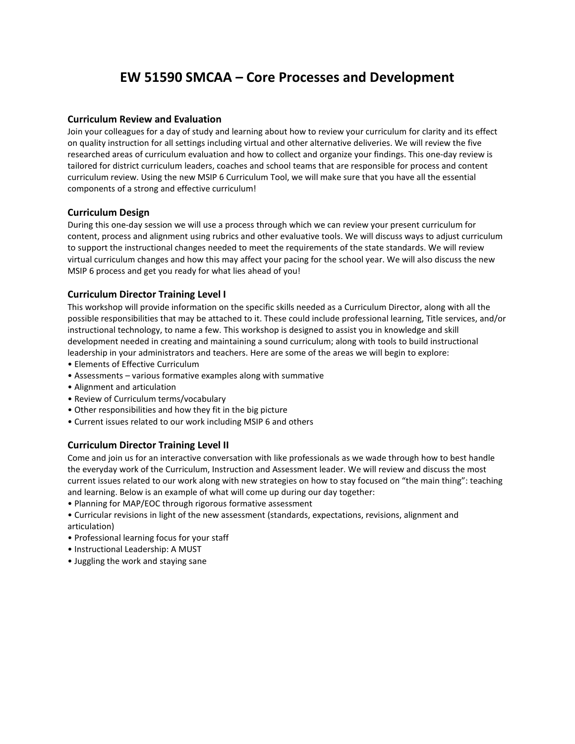# EW 51590 SMCAA – Core Processes and Development

## Curriculum Review and Evaluation

Join your colleagues for a day of study and learning about how to review your curriculum for clarity and its effect on quality instruction for all settings including virtual and other alternative deliveries. We will review the five researched areas of curriculum evaluation and how to collect and organize your findings. This one-day review is tailored for district curriculum leaders, coaches and school teams that are responsible for process and content curriculum review. Using the new MSIP 6 Curriculum Tool, we will make sure that you have all the essential components of a strong and effective curriculum!

## Curriculum Design

During this one-day session we will use a process through which we can review your present curriculum for content, process and alignment using rubrics and other evaluative tools. We will discuss ways to adjust curriculum to support the instructional changes needed to meet the requirements of the state standards. We will review virtual curriculum changes and how this may affect your pacing for the school year. We will also discuss the new MSIP 6 process and get you ready for what lies ahead of you!

## Curriculum Director Training Level I

This workshop will provide information on the specific skills needed as a Curriculum Director, along with all the possible responsibilities that may be attached to it. These could include professional learning, Title services, and/or instructional technology, to name a few. This workshop is designed to assist you in knowledge and skill development needed in creating and maintaining a sound curriculum; along with tools to build instructional leadership in your administrators and teachers. Here are some of the areas we will begin to explore:

- Elements of Effective Curriculum
- Assessments – various formative examples along with summative
- Alignment and articulation
- Review of Curriculum terms/vocabulary
- Other responsibilities and how they fit in the big picture
- Current issues related to our work including MSIP 6 and others

## Curriculum Director Training Level II

Come and join us for an interactive conversation with like professionals as we wade through how to best handle the everyday work of the Curriculum, Instruction and Assessment leader. We will review and discuss the most current issues related to our work along with new strategies on how to stay focused on "the main thing": teaching and learning. Below is an example of what will come up during our day together:

- Planning for MAP/EOC through rigorous formative assessment
- Curricular revisions in light of the new assessment (standards, expectations, revisions, alignment and articulation)
- Professional learning focus for your staff
- Instructional Leadership: A MUST
- Juggling the work and staying sane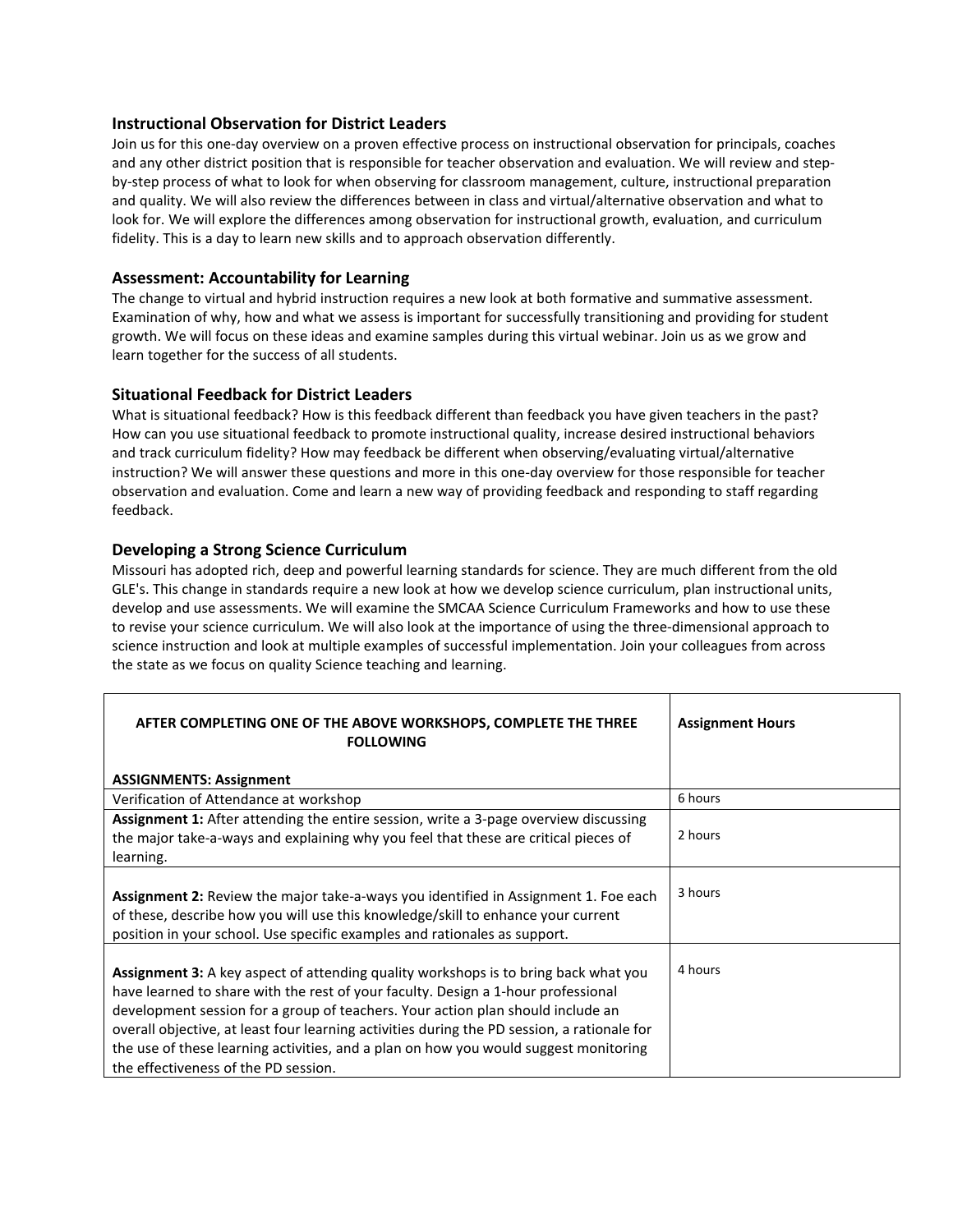### Instructional Observation for District Leaders

Join us for this one-day overview on a proven effective process on instructional observation for principals, coaches and any other district position that is responsible for teacher observation and evaluation. We will review and step-by-step process of what to look for when observing for classroom management, culture, instructional preparation and quality. We will also review the differences between in class and virtual/alternative observation and what to look for. We will explore the differences among observation for instructional growth, evaluation, and curriculum fidelity. This is a day to learn new skills and to approach observation differently.

### Assessment: Accountability for Learning

The change to virtual and hybrid instruction requires a new look at both formative and summative assessment. Examination of why, how and what we assess is important for successfully transitioning and providing for student growth. We will focus on these ideas and examine samples during this virtual webinar. Join us as we grow and learn together for the success of all students.

### Situational Feedback for District Leaders

What is situational feedback? How is this feedback different than feedback you have given teachers in the past? How can you use situational feedback to promote instructional quality, increase desired instructional behaviors and track curriculum fidelity? How may feedback be different when observing/evaluating virtual/alternative instruction? We will answer these questions and more in this one-day overview for those responsible for teacher observation and evaluation. Come and learn a new way of providing feedback and responding to staff regarding feedback.

### Developing a Strong Science Curriculum

Missouri has adopted rich, deep and powerful learning standards for science. They are much different from the old GLE's. This change in standards require a new look at how we develop science curriculum, plan instructional units, develop and use assessments. We will examine the SMCAA Science Curriculum Frameworks and how to use these to revise your science curriculum. We will also look at the importance of using the three-dimensional approach to science instruction and look at multiple examples of successful implementation. Join your colleagues from across the state as we focus on quality Science teaching and learning.

| **AFTER COMPLETING ONE OF THE ABOVE WORKSHOPS, COMPLETE THE THREE FOLLOWING**<br><br>**ASSIGNMENTS: Assignment** | **Assignment Hours** |
|---|---|
| Verification of Attendance at workshop | 6 hours |
| **Assignment 1:** After attending the entire session, write a 3-page overview discussing the major take-a-ways and explaining why you feel that these are critical pieces of learning. | 2 hours |
| **Assignment 2:** Review the major take-a-ways you identified in Assignment 1. Foe each of these, describe how you will use this knowledge/skill to enhance your current position in your school. Use specific examples and rationales as support. | 3 hours |
| **Assignment 3:** A key aspect of attending quality workshops is to bring back what you have learned to share with the rest of your faculty. Design a 1-hour professional development session for a group of teachers. Your action plan should include an overall objective, at least four learning activities during the PD session, a rationale for the use of these learning activities, and a plan on how you would suggest monitoring the effectiveness of the PD session. | 4 hours |